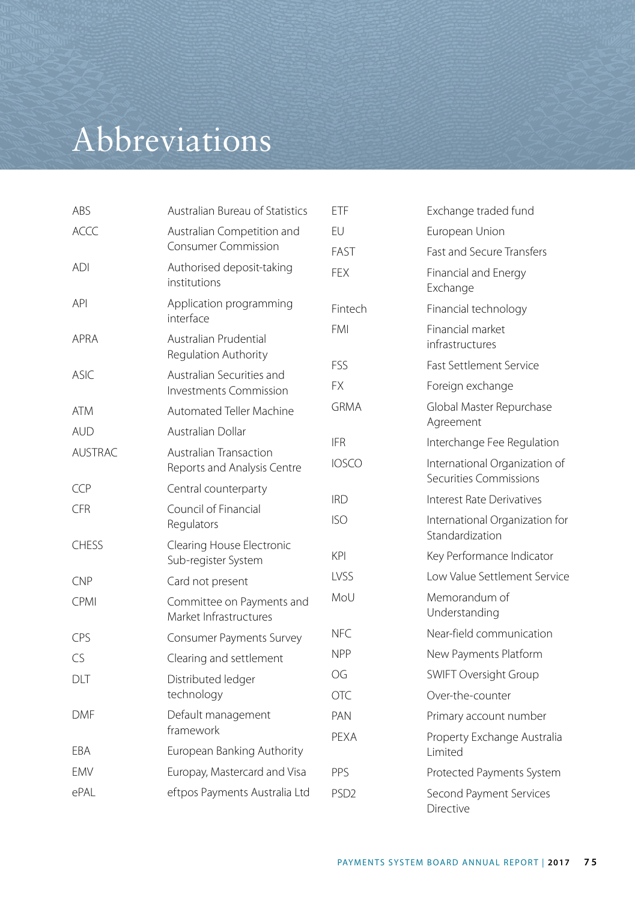# Abbreviations

| | |
|---|---|
| ABS | Australian Bureau of Statistics |
| ACCC | Australian Competition and Consumer Commission |
| ADI | Authorised deposit-taking institutions |
| API | Application programming interface |
| APRA | Australian Prudential Regulation Authority |
| ASIC | Australian Securities and Investments Commission |
| ATM | Automated Teller Machine |
| AUD | Australian Dollar |
| AUSTRAC | Australian Transaction Reports and Analysis Centre |
| CCP | Central counterparty |
| CFR | Council of Financial Regulators |
| CHESS | Clearing House Electronic Sub-register System |
| CNP | Card not present |
| CPMI | Committee on Payments and Market Infrastructures |
| CPS | Consumer Payments Survey |
| CS | Clearing and settlement |
| DLT | Distributed ledger technology |
| DMF | Default management framework |
| EBA | European Banking Authority |
| EMV | Europay, Mastercard and Visa |
| ePAL | eftpos Payments Australia Ltd |
| ETF | Exchange traded fund |
| EU | European Union |
| FAST | Fast and Secure Transfers |
| FEX | Financial and Energy Exchange |
| Fintech | Financial technology |
| FMI | Financial market infrastructures |
| FSS | Fast Settlement Service |
| FX | Foreign exchange |
| GRMA | Global Master Repurchase Agreement |
| IFR | Interchange Fee Regulation |
| IOSCO | International Organization of Securities Commissions |
| IRD | Interest Rate Derivatives |
| ISO | International Organization for Standardization |
| KPI | Key Performance Indicator |
| LVSS | Low Value Settlement Service |
| MoU | Memorandum of Understanding |
| NFC | Near-field communication |
| NPP | New Payments Platform |
| OG | SWIFT Oversight Group |
| OTC | Over-the-counter |
| PAN | Primary account number |
| PEXA | Property Exchange Australia Limited |
| PPS | Protected Payments System |
| PSD2 | Second Payment Services Directive |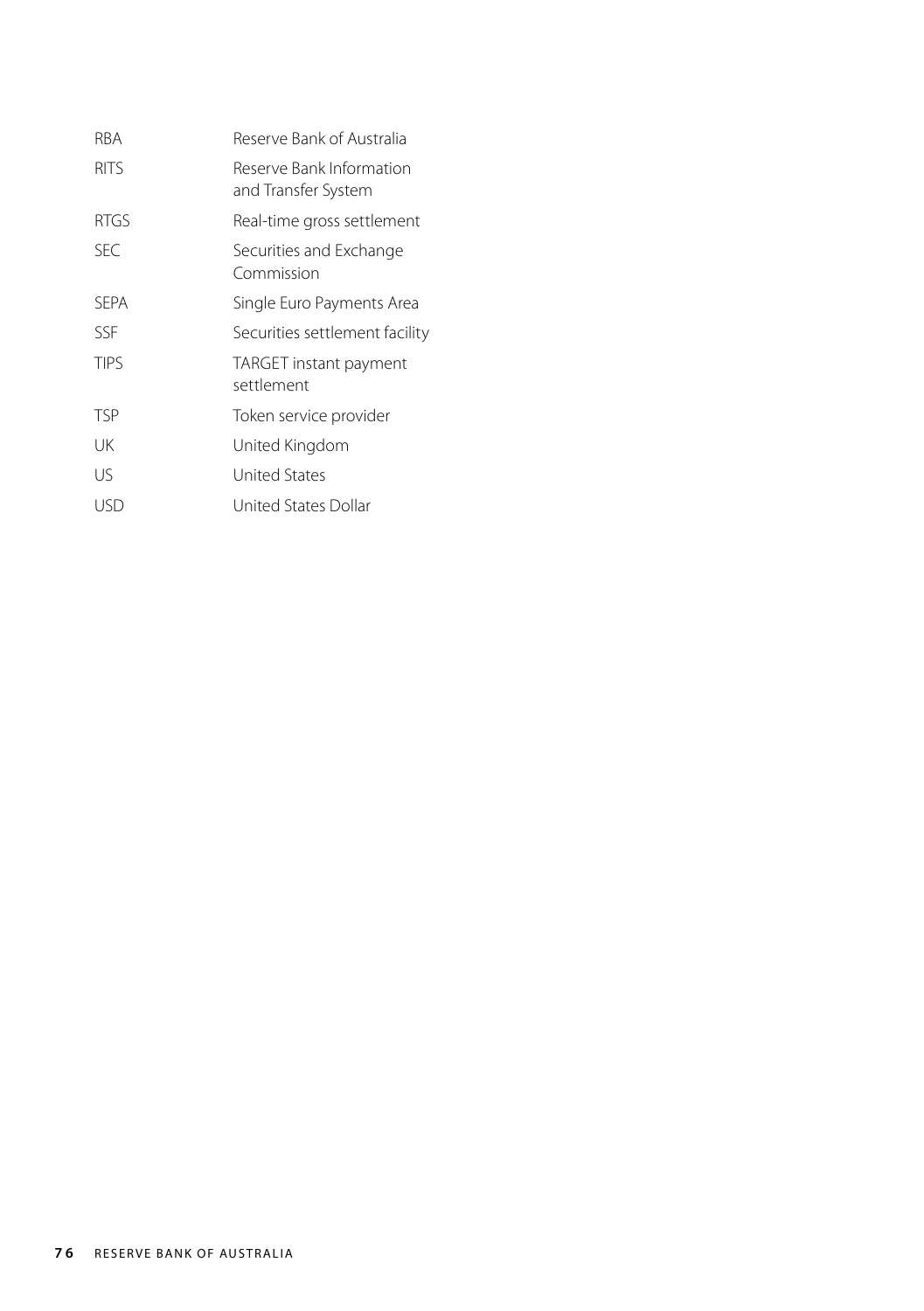| | |
|---|---|
| RBA | Reserve Bank of Australia |
| RITS | Reserve Bank Information and Transfer System |
| RTGS | Real-time gross settlement |
| SEC | Securities and Exchange Commission |
| SEPA | Single Euro Payments Area |
| SSF | Securities settlement facility |
| TIPS | TARGET instant payment settlement |
| TSP | Token service provider |
| UK | United Kingdom |
| US | United States |
| USD | United States Dollar |